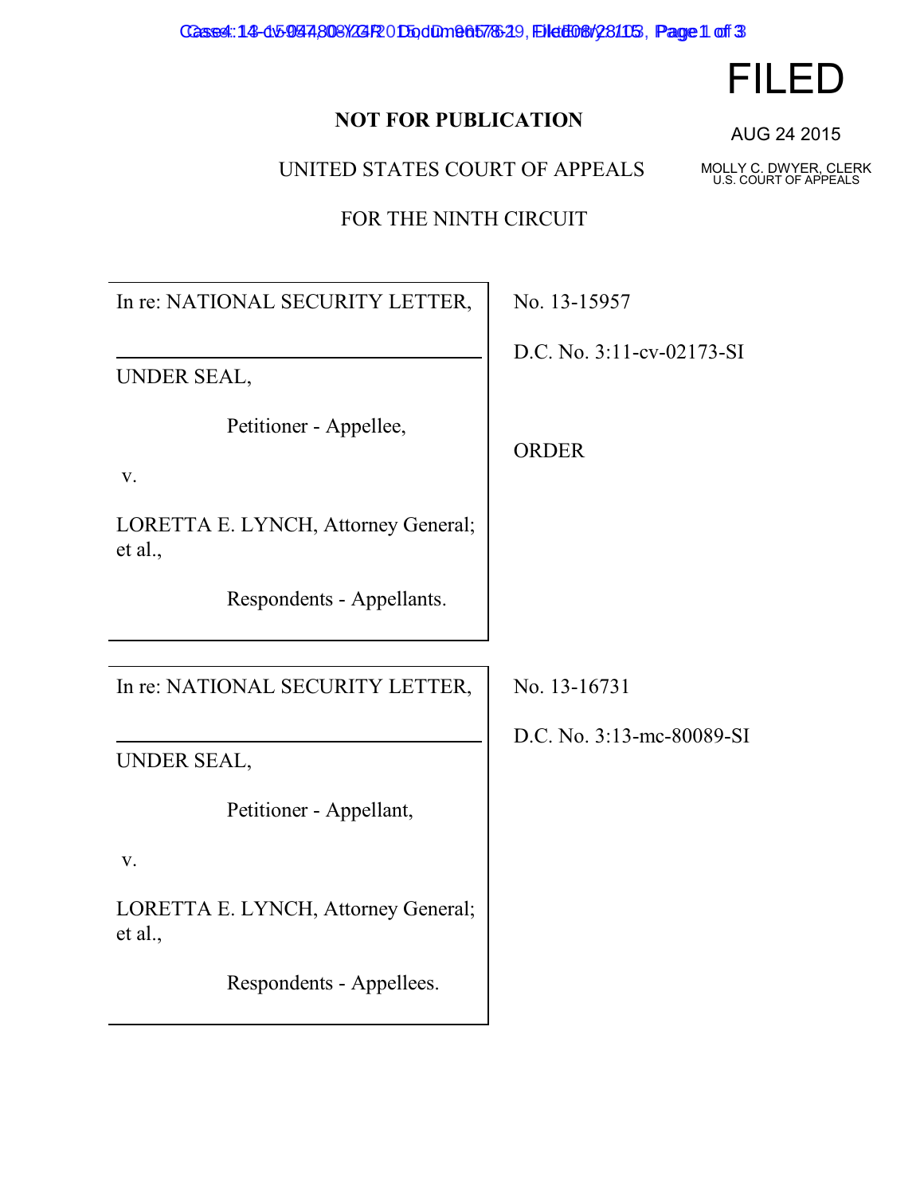FILED

AUG 24 2015

MOLLY C. DWYER, CLERK
U.S. COURT OF APPEALS

**NOT FOR PUBLICATION**

UNITED STATES COURT OF APPEALS

FOR THE NINTH CIRCUIT

| | |
|---|---|
| In re: NATIONAL SECURITY LETTER,<br><br>UNDER SEAL,<br><br>Petitioner - Appellee,<br><br>v.<br><br>LORETTA E. LYNCH, Attorney General; et al.,<br><br>Respondents - Appellants. | No. 13-15957<br><br>D.C. No. 3:11-cv-02173-SI<br><br>ORDER |
| In re: NATIONAL SECURITY LETTER,<br><br>UNDER SEAL,<br><br>Petitioner - Appellant,<br><br>v.<br><br>LORETTA E. LYNCH, Attorney General; et al.,<br><br>Respondents - Appellees. | No. 13-16731<br><br>D.C. No. 3:13-mc-80089-SI |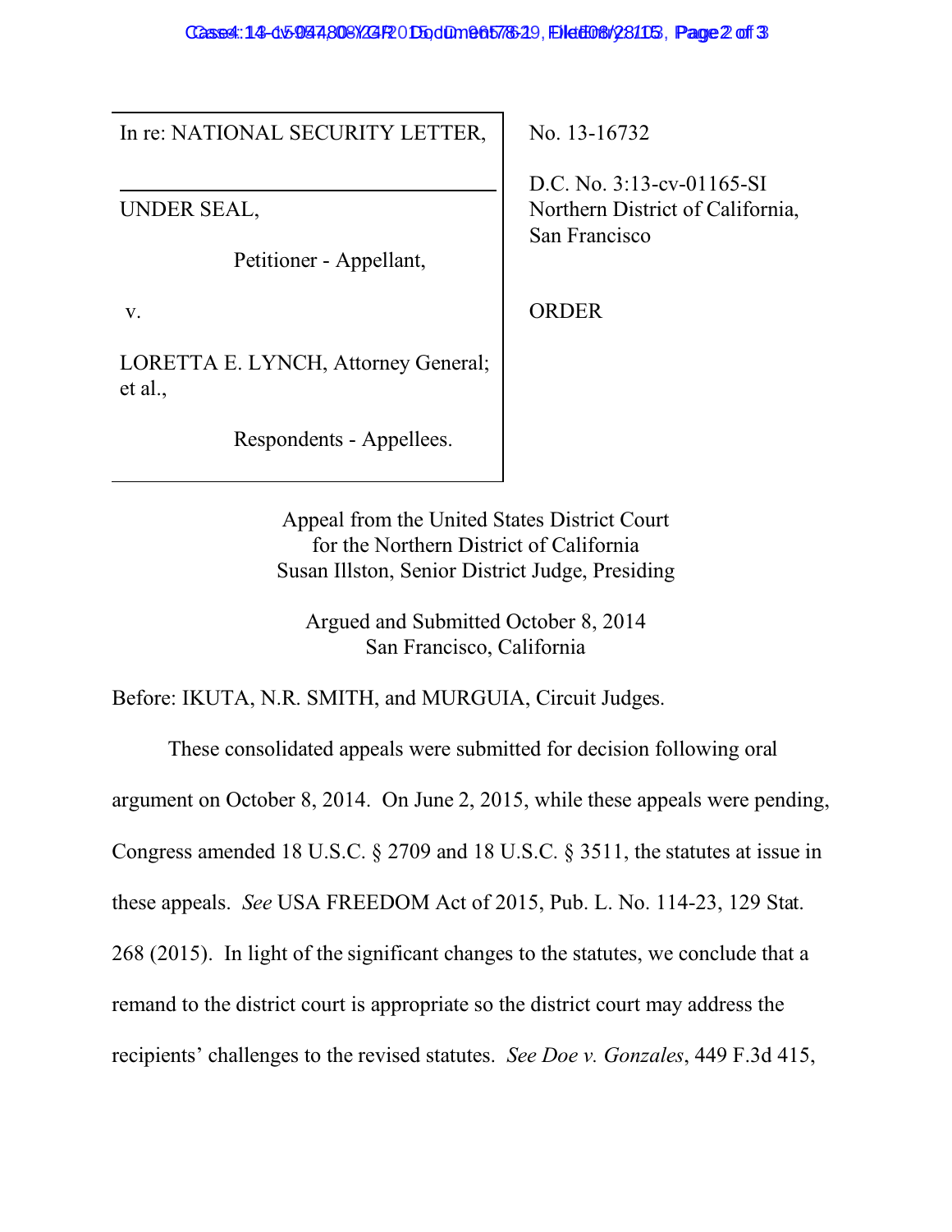| In re: NATIONAL SECURITY LETTER, | No. 13-16732 |
| --- | --- |
| UNDER SEAL,<br><br>Petitioner - Appellant,<br><br>v.<br><br>LORETTA E. LYNCH, Attorney General; et al.,<br><br>Respondents - Appellees. | D.C. No. 3:13-cv-01165-SI<br>Northern District of California, San Francisco<br><br>ORDER |

Appeal from the United States District Court
for the Northern District of California
Susan Illston, Senior District Judge, Presiding

Argued and Submitted October 8, 2014
San Francisco, California

Before: IKUTA, N.R. SMITH, and MURGUIA, Circuit Judges.

These consolidated appeals were submitted for decision following oral argument on October 8, 2014. On June 2, 2015, while these appeals were pending, Congress amended 18 U.S.C. § 2709 and 18 U.S.C. § 3511, the statutes at issue in these appeals. *See* USA FREEDOM Act of 2015, Pub. L. No. 114-23, 129 Stat. 268 (2015). In light of the significant changes to the statutes, we conclude that a remand to the district court is appropriate so the district court may address the recipients' challenges to the revised statutes. *See Doe v. Gonzales*, 449 F.3d 415,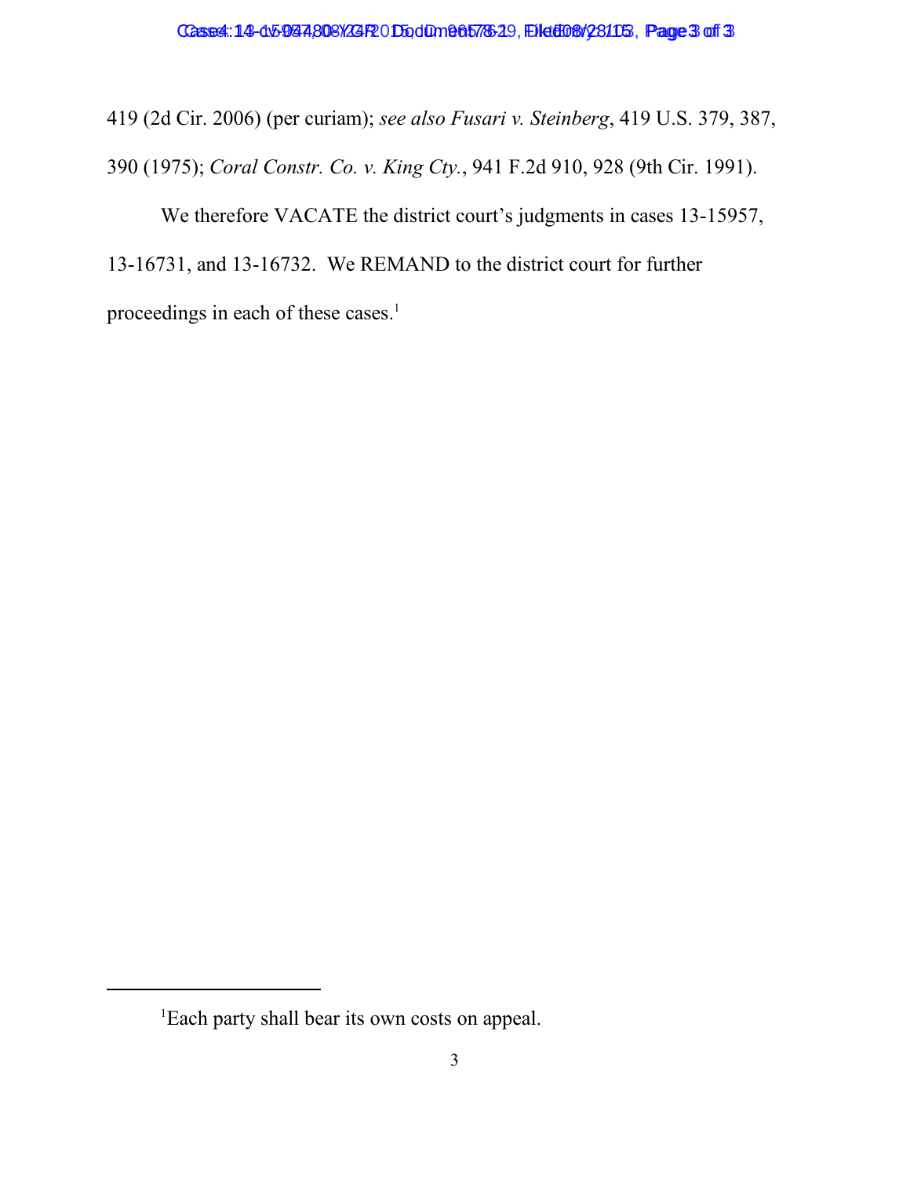419 (2d Cir. 2006) (per curiam); *see also Fusari v. Steinberg*, 419 U.S. 379, 387, 390 (1975); *Coral Constr. Co. v. King Cty.*, 941 F.2d 910, 928 (9th Cir. 1991).

We therefore VACATE the district court's judgments in cases 13-15957, 13-16731, and 13-16732. We REMAND to the district court for further proceedings in each of these cases.[1]

---

[1]Each party shall bear its own costs on appeal.